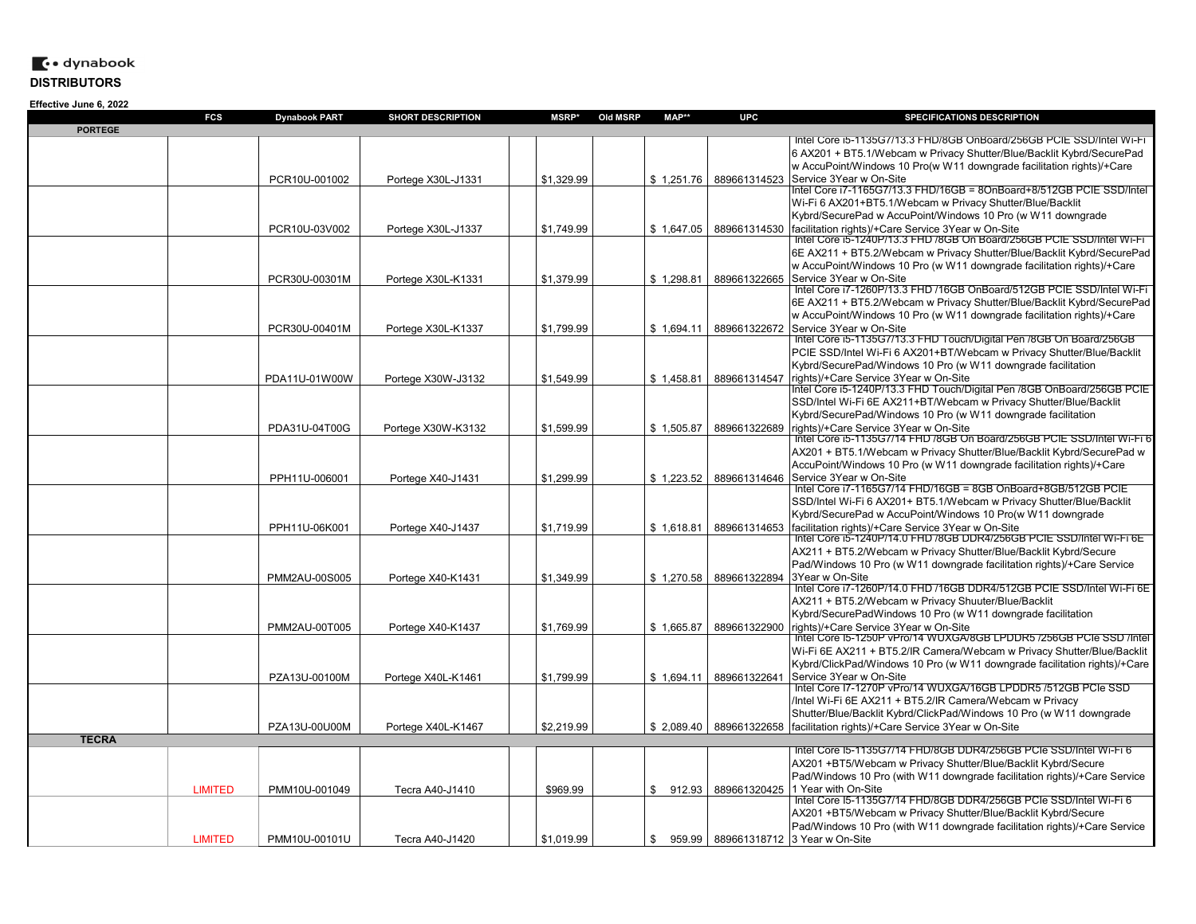dynabook

**DISTRIBUTORS**

**Effective June 6, 2022**

| | FCS | Dynabook PART | SHORT DESCRIPTION | MSRP* | Old MSRP | MAP** | UPC | SPECIFICATIONS DESCRIPTION |
|---|---|---|---|---|---|---|---|---|
| **PORTEGE** | | | | | | | | |
| | | PCR10U-001002 | Portege X30L-J1331 | $1,329.99 | | $ 1,251.76 | 889661314523 | Intel Core i5-1135G7/13.3 FHD/8GB OnBoard/256GB PCIE SSD/Intel Wi-Fi 6 AX201 + BT5.1/Webcam w Privacy Shutter/Blue/Backlit Kybrd/SecurePad w AccuPoint/Windows 10 Pro(w W11 downgrade facilitation rights)/+Care Service 3Year w On-Site |
| | | PCR10U-03V002 | Portege X30L-J1337 | $1,749.99 | | $ 1,647.05 | 889661314530 | Intel Core i7-1165G7/13.3 FHD/16GB = 8OnBoard+8/512GB PCIE SSD/Intel Wi-Fi 6 AX201+BT5.1/Webcam w Privacy Shutter/Blue/Backlit Kybrd/SecurePad w AccuPoint/Windows 10 Pro (w W11 downgrade facilitation rights)/+Care Service 3Year w On-Site |
| | | PCR30U-00301M | Portege X30L-K1331 | $1,379.99 | | $ 1,298.81 | 889661322665 | Intel Core i5-1240P/13.3 FHD /8GB On Board/256GB PCIE SSD/Intel Wi-Fi 6E AX211 + BT5.2/Webcam w Privacy Shutter/Blue/Backlit Kybrd/SecurePad w AccuPoint/Windows 10 Pro (w W11 downgrade facilitation rights)/+Care Service 3Year w On-Site |
| | | PCR30U-00401M | Portege X30L-K1337 | $1,799.99 | | $ 1,694.11 | 889661322672 | Intel Core i7-1260P/13.3 FHD /16GB OnBoard/512GB PCIE SSD/Intel Wi-Fi 6E AX211 + BT5.2/Webcam w Privacy Shutter/Blue/Backlit Kybrd/SecurePad w AccuPoint/Windows 10 Pro (w W11 downgrade facilitation rights)/+Care Service 3Year w On-Site |
| | | PDA11U-01W00W | Portege X30W-J3132 | $1,549.99 | | $ 1,458.81 | 889661314547 | Intel Core i5-1135G7/13.3 FHD Touch/Digital Pen /8GB On Board/256GB PCIE SSD/Intel Wi-Fi 6 AX201+BT/Webcam w Privacy Shutter/Blue/Backlit Kybrd/SecurePad/Windows 10 Pro (w W11 downgrade facilitation rights)/+Care Service 3Year w On-Site |
| | | PDA31U-04T00G | Portege X30W-K3132 | $1,599.99 | | $ 1,505.87 | 889661322689 | Intel Core i5-1240P/13.3 FHD Touch/Digital Pen /8GB OnBoard/256GB PCIE SSD/Intel Wi-Fi 6E AX211+BT/Webcam w Privacy Shutter/Blue/Backlit Kybrd/SecurePad/Windows 10 Pro (w W11 downgrade facilitation rights)/+Care Service 3Year w On-Site |
| | | PPH11U-006001 | Portege X40-J1431 | $1,299.99 | | $ 1,223.52 | 889661314646 | Intel Core i5-1135G7/14 FHD /8GB On Board/256GB PCIE SSD/Intel Wi-Fi 6 AX201 + BT5.1/Webcam w Privacy Shutter/Blue/Backlit Kybrd/SecurePad w AccuPoint/Windows 10 Pro (w W11 downgrade facilitation rights)/+Care Service 3Year w On-Site |
| | | PPH11U-06K001 | Portege X40-J1437 | $1,719.99 | | $ 1,618.81 | 889661314653 | Intel Core i7-1165G7/14 FHD/16GB = 8GB OnBoard+8GB/512GB PCIE SSD/Intel Wi-Fi 6 AX201+ BT5.1/Webcam w Privacy Shutter/Blue/Backlit Kybrd/SecurePad w AccuPoint/Windows 10 Pro(w W11 downgrade facilitation rights)/+Care Service 3Year w On-Site |
| | | PMM2AU-00S005 | Portege X40-K1431 | $1,349.99 | | $ 1,270.58 | 889661322894 | Intel Core i5-1240P/14.0 FHD /8GB DDR4/256GB PCIE SSD/Intel Wi-Fi 6E AX211 + BT5.2/Webcam w Privacy Shutter/Blue/Backlit Kybrd/Secure Pad/Windows 10 Pro (w W11 downgrade facilitation rights)/+Care Service 3Year w On-Site |
| | | PMM2AU-00T005 | Portege X40-K1437 | $1,769.99 | | $ 1,665.87 | 889661322900 | Intel Core i7-1260P/14.0 FHD /16GB DDR4/512GB PCIE SSD/Intel Wi-Fi 6E AX211 + BT5.2/Webcam w Privacy Shuuter/Blue/Backlit Kybrd/SecurePadWindows 10 Pro (w W11 downgrade facilitation rights)/+Care Service 3Year w On-Site |
| | | PZA13U-00100M | Portege X40L-K1461 | $1,799.99 | | $ 1,694.11 | 889661322641 | Intel Core I5-1250P vPro/14 WUXGA/8GB LPDDR5 /256GB PCIe SSD /Intel Wi-Fi 6E AX211 + BT5.2/IR Camera/Webcam w Privacy Shutter/Blue/Backlit Kybrd/ClickPad/Windows 10 Pro (w W11 downgrade facilitation rights)/+Care Service 3Year w On-Site |
| | | PZA13U-00U00M | Portege X40L-K1467 | $2,219.99 | | $ 2,089.40 | 889661322658 | Intel Core I7-1270P vPro/14 WUXGA/16GB LPDDR5 /512GB PCIe SSD /Intel Wi-Fi 6E AX211 + BT5.2/IR Camera/Webcam w Privacy Shutter/Blue/Backlit Kybrd/ClickPad/Windows 10 Pro (w W11 downgrade facilitation rights)/+Care Service 3Year w On-Site |
| **TECRA** | | | | | | | | |
| | LIMITED | PMM10U-001049 | Tecra A40-J1410 | $969.99 | | $ 912.93 | 889661320425 | Intel Core I5-1135G7/14 FHD/8GB DDR4/256GB PCIe SSD/Intel Wi-Fi 6 AX201 +BT5/Webcam w Privacy Shutter/Blue/Backlit Kybrd/Secure Pad/Windows 10 Pro (with W11 downgrade facilitation rights)/+Care Service 1 Year with On-Site |
| | LIMITED | PMM10U-00101U | Tecra A40-J1420 | $1,019.99 | | $ 959.99 | 889661318712 | Intel Core I5-1135G7/14 FHD/8GB DDR4/256GB PCIe SSD/Intel Wi-Fi 6 AX201 +BT5/Webcam w Privacy Shutter/Blue/Backlit Kybrd/Secure Pad/Windows 10 Pro (with W11 downgrade facilitation rights)/+Care Service 3 Year w On-Site |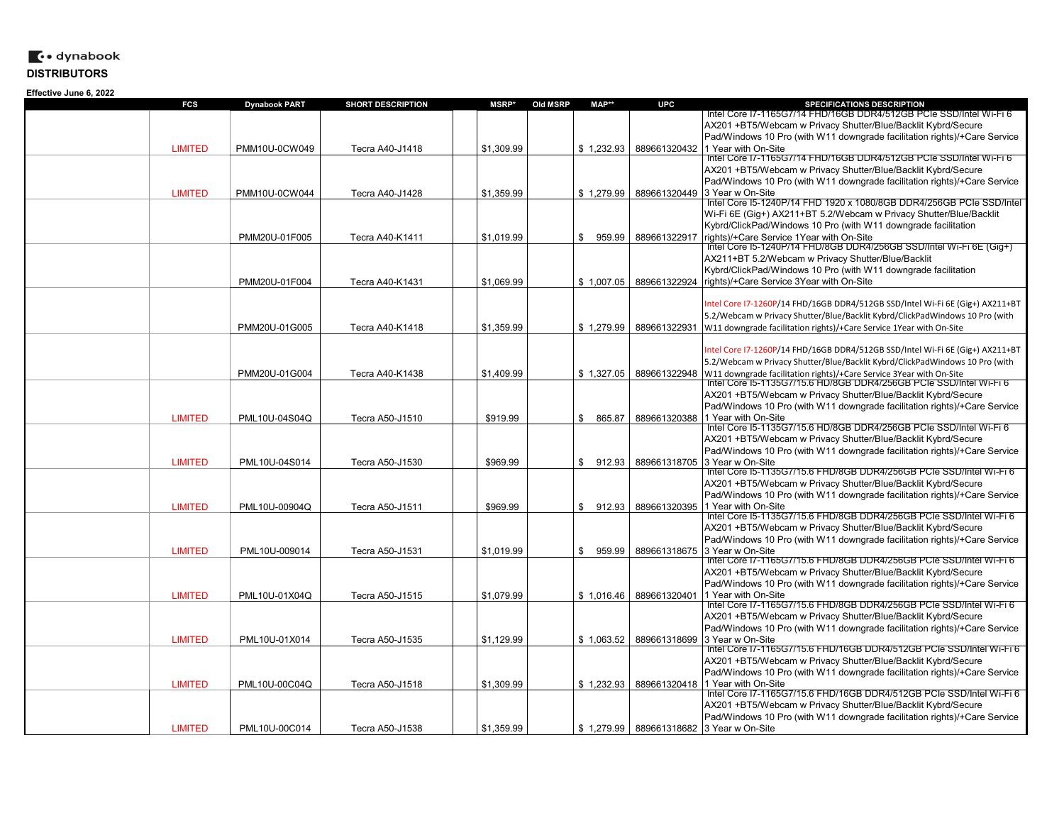dynabook

**DISTRIBUTORS**

**Effective June 6, 2022**

| FCS | Dynabook PART | SHORT DESCRIPTION | MSRP* | Old MSRP | MAP** | UPC | SPECIFICATIONS DESCRIPTION |
|---|---|---|---|---|---|---|---|
| LIMITED | PMM10U-0CW049 | Tecra A40-J1418 | $1,309.99 | | $ 1,232.93 | 889661320432 | Intel Core I7-1165G7/14 FHD/16GB DDR4/512GB PCIe SSD/Intel Wi-Fi 6 AX201 +BT5/Webcam w Privacy Shutter/Blue/Backlit Kybrd/Secure Pad/Windows 10 Pro (with W11 downgrade facilitation rights)/+Care Service 1 Year with On-Site |
| LIMITED | PMM10U-0CW044 | Tecra A40-J1428 | $1,359.99 | | $ 1,279.99 | 889661320449 | Intel Core I7-1165G7/14 FHD/16GB DDR4/512GB PCIe SSD/Intel Wi-Fi 6 AX201 +BT5/Webcam w Privacy Shutter/Blue/Backlit Kybrd/Secure Pad/Windows 10 Pro (with W11 downgrade facilitation rights)/+Care Service 3 Year w On-Site |
| | PMM20U-01F005 | Tecra A40-K1411 | $1,019.99 | | $ 959.99 | 889661322917 | Intel Core I5-1240P/14 FHD 1920 x 1080/8GB DDR4/256GB PCIe SSD/Intel Wi-Fi 6E (Gig+) AX211+BT 5.2/Webcam w Privacy Shutter/Blue/Backlit Kybrd/ClickPad/Windows 10 Pro (with W11 downgrade facilitation rights)/+Care Service 1Year with On-Site |
| | PMM20U-01F004 | Tecra A40-K1431 | $1,069.99 | | $ 1,007.05 | 889661322924 | Intel Core I5-1240P/14 FHD/8GB DDR4/256GB SSD/Intel Wi-Fi 6E (Gig+) AX211+BT 5.2/Webcam w Privacy Shutter/Blue/Backlit Kybrd/ClickPad/Windows 10 Pro (with W11 downgrade facilitation rights)/+Care Service 3Year with On-Site |
| | PMM20U-01G005 | Tecra A40-K1418 | $1,359.99 | | $ 1,279.99 | 889661322931 | Intel Core I7-1260P/14 FHD/16GB DDR4/512GB SSD/Intel Wi-Fi 6E (Gig+) AX211+BT 5.2/Webcam w Privacy Shutter/Blue/Backlit Kybrd/ClickPadWindows 10 Pro (with W11 downgrade facilitation rights)/+Care Service 1Year with On-Site |
| | PMM20U-01G004 | Tecra A40-K1438 | $1,409.99 | | $ 1,327.05 | 889661322948 | Intel Core I7-1260P/14 FHD/16GB DDR4/512GB SSD/Intel Wi-Fi 6E (Gig+) AX211+BT 5.2/Webcam w Privacy Shutter/Blue/Backlit Kybrd/ClickPadWindows 10 Pro (with W11 downgrade facilitation rights)/+Care Service 3Year with On-Site |
| LIMITED | PML10U-04S04Q | Tecra A50-J1510 | $919.99 | | $ 865.87 | 889661320388 | Intel Core I5-1135G7/15.6 HD/8GB DDR4/256GB PCIe SSD/Intel Wi-Fi 6 AX201 +BT5/Webcam w Privacy Shutter/Blue/Backlit Kybrd/Secure Pad/Windows 10 Pro (with W11 downgrade facilitation rights)/+Care Service 1 Year with On-Site |
| LIMITED | PML10U-04S014 | Tecra A50-J1530 | $969.99 | | $ 912.93 | 889661318705 | Intel Core I5-1135G7/15.6 HD/8GB DDR4/256GB PCIe SSD/Intel Wi-Fi 6 AX201 +BT5/Webcam w Privacy Shutter/Blue/Backlit Kybrd/Secure Pad/Windows 10 Pro (with W11 downgrade facilitation rights)/+Care Service 3 Year w On-Site |
| LIMITED | PML10U-00904Q | Tecra A50-J1511 | $969.99 | | $ 912.93 | 889661320395 | Intel Core I5-1135G7/15.6 FHD/8GB DDR4/256GB PCIe SSD/Intel Wi-Fi 6 AX201 +BT5/Webcam w Privacy Shutter/Blue/Backlit Kybrd/Secure Pad/Windows 10 Pro (with W11 downgrade facilitation rights)/+Care Service 1 Year with On-Site |
| LIMITED | PML10U-009014 | Tecra A50-J1531 | $1,019.99 | | $ 959.99 | 889661318675 | Intel Core I5-1135G7/15.6 FHD/8GB DDR4/256GB PCIe SSD/Intel Wi-Fi 6 AX201 +BT5/Webcam w Privacy Shutter/Blue/Backlit Kybrd/Secure Pad/Windows 10 Pro (with W11 downgrade facilitation rights)/+Care Service 3 Year w On-Site |
| LIMITED | PML10U-01X04Q | Tecra A50-J1515 | $1,079.99 | | $ 1,016.46 | 889661320401 | Intel Core I7-1165G7/15.6 FHD/8GB DDR4/256GB PCIe SSD/Intel Wi-Fi 6 AX201 +BT5/Webcam w Privacy Shutter/Blue/Backlit Kybrd/Secure Pad/Windows 10 Pro (with W11 downgrade facilitation rights)/+Care Service 1 Year with On-Site |
| LIMITED | PML10U-01X014 | Tecra A50-J1535 | $1,129.99 | | $ 1,063.52 | 889661318699 | Intel Core I7-1165G7/15.6 FHD/8GB DDR4/256GB PCIe SSD/Intel Wi-Fi 6 AX201 +BT5/Webcam w Privacy Shutter/Blue/Backlit Kybrd/Secure Pad/Windows 10 Pro (with W11 downgrade facilitation rights)/+Care Service 3 Year w On-Site |
| LIMITED | PML10U-00C04Q | Tecra A50-J1518 | $1,309.99 | | $ 1,232.93 | 889661320418 | Intel Core I7-1165G7/15.6 FHD/16GB DDR4/512GB PCIe SSD/Intel Wi-Fi 6 AX201 +BT5/Webcam w Privacy Shutter/Blue/Backlit Kybrd/Secure Pad/Windows 10 Pro (with W11 downgrade facilitation rights)/+Care Service 1 Year with On-Site |
| LIMITED | PML10U-00C014 | Tecra A50-J1538 | $1,359.99 | | $ 1,279.99 | 889661318682 | Intel Core I7-1165G7/15.6 FHD/16GB DDR4/512GB PCIe SSD/Intel Wi-Fi 6 AX201 +BT5/Webcam w Privacy Shutter/Blue/Backlit Kybrd/Secure Pad/Windows 10 Pro (with W11 downgrade facilitation rights)/+Care Service 3 Year w On-Site |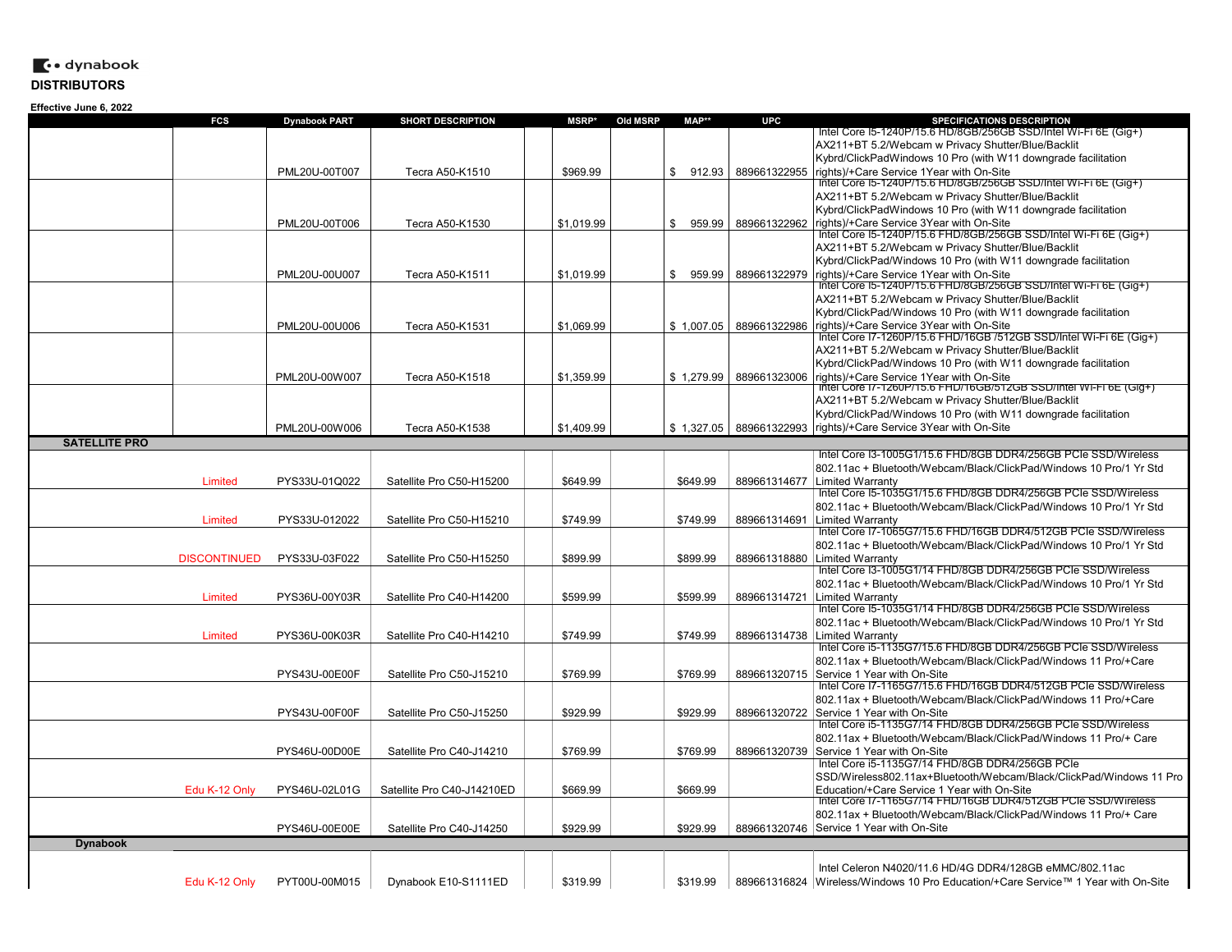dynabook

**DISTRIBUTORS**

**Effective June 6, 2022**

| | FCS | Dynabook PART | SHORT DESCRIPTION | MSRP* | Old MSRP | MAP** | UPC | SPECIFICATIONS DESCRIPTION |
|---|---|---|---|---|---|---|---|---|
| | | PML20U-00T007 | Tecra A50-K1510 | $969.99 | | $ 912.93 | 889661322955 | Intel Core I5-1240P/15.6 HD/8GB/256GB SSD/Intel Wi-Fi 6E (Gig+) AX211+BT 5.2/Webcam w Privacy Shutter/Blue/Backlit Kybrd/ClickPadWindows 10 Pro (with W11 downgrade facilitation rights)/+Care Service 1Year with On-Site |
| | | PML20U-00T006 | Tecra A50-K1530 | $1,019.99 | | $ 959.99 | 889661322962 | Intel Core I5-1240P/15.6 HD/8GB/256GB SSD/Intel Wi-Fi 6E (Gig+) AX211+BT 5.2/Webcam w Privacy Shutter/Blue/Backlit Kybrd/ClickPadWindows 10 Pro (with W11 downgrade facilitation rights)/+Care Service 3Year with On-Site |
| | | PML20U-00U007 | Tecra A50-K1511 | $1,019.99 | | $ 959.99 | 889661322979 | Intel Core I5-1240P/15.6 FHD/8GB/256GB SSD/Intel Wi-Fi 6E (Gig+) AX211+BT 5.2/Webcam w Privacy Shutter/Blue/Backlit Kybrd/ClickPad/Windows 10 Pro (with W11 downgrade facilitation rights)/+Care Service 1Year with On-Site |
| | | PML20U-00U006 | Tecra A50-K1531 | $1,069.99 | | $ 1,007.05 | 889661322986 | Intel Core I5-1240P/15.6 FHD/8GB/256GB SSD/Intel Wi-Fi 6E (Gig+) AX211+BT 5.2/Webcam w Privacy Shutter/Blue/Backlit Kybrd/ClickPad/Windows 10 Pro (with W11 downgrade facilitation rights)/+Care Service 3Year with On-Site |
| | | PML20U-00W007 | Tecra A50-K1518 | $1,359.99 | | $ 1,279.99 | 889661323006 | Intel Core I7-1260P/15.6 FHD/16GB /512GB SSD/Intel Wi-Fi 6E (Gig+) AX211+BT 5.2/Webcam w Privacy Shutter/Blue/Backlit Kybrd/ClickPad/Windows 10 Pro (with W11 downgrade facilitation rights)/+Care Service 1Year with On-Site |
| | | PML20U-00W006 | Tecra A50-K1538 | $1,409.99 | | $ 1,327.05 | 889661322993 | Intel Core I7-1260P/15.6 FHD/16GB/512GB SSD/Intel Wi-Fi 6E (Gig+) AX211+BT 5.2/Webcam w Privacy Shutter/Blue/Backlit Kybrd/ClickPad/Windows 10 Pro (with W11 downgrade facilitation rights)/+Care Service 3Year with On-Site |
| **SATELLITE PRO** | | | | | | | | |
| | Limited | PYS33U-01Q022 | Satellite Pro C50-H15200 | $649.99 | | $649.99 | 889661314677 | Intel Core I3-1005G1/15.6 FHD/8GB DDR4/256GB PCIe SSD/Wireless 802.11ac + Bluetooth/Webcam/Black/ClickPad/Windows 10 Pro/1 Yr Std Limited Warranty |
| | Limited | PYS33U-012022 | Satellite Pro C50-H15210 | $749.99 | | $749.99 | 889661314691 | Intel Core I5-1035G1/15.6 FHD/8GB DDR4/256GB PCIe SSD/Wireless 802.11ac + Bluetooth/Webcam/Black/ClickPad/Windows 10 Pro/1 Yr Std Limited Warranty |
| | DISCONTINUED | PYS33U-03F022 | Satellite Pro C50-H15250 | $899.99 | | $899.99 | 889661318880 | Intel Core I7-1065G7/15.6 FHD/16GB DDR4/512GB PCIe SSD/Wireless 802.11ac + Bluetooth/Webcam/Black/ClickPad/Windows 10 Pro/1 Yr Std Limited Warranty |
| | Limited | PYS36U-00Y03R | Satellite Pro C40-H14200 | $599.99 | | $599.99 | 889661314721 | Intel Core I3-1005G1/14 FHD/8GB DDR4/256GB PCIe SSD/Wireless 802.11ac + Bluetooth/Webcam/Black/ClickPad/Windows 10 Pro/1 Yr Std Limited Warranty |
| | Limited | PYS36U-00K03R | Satellite Pro C40-H14210 | $749.99 | | $749.99 | 889661314738 | Intel Core I5-1035G1/14 FHD/8GB DDR4/256GB PCIe SSD/Wireless 802.11ac + Bluetooth/Webcam/Black/ClickPad/Windows 10 Pro/1 Yr Std Limited Warranty |
| | | PYS43U-00E00F | Satellite Pro C50-J15210 | $769.99 | | $769.99 | 889661320715 | Intel Core i5-1135G7/15.6 FHD/8GB DDR4/256GB PCIe SSD/Wireless 802.11ax + Bluetooth/Webcam/Black/ClickPad/Windows 11 Pro/+Care Service 1 Year with On-Site |
| | | PYS43U-00F00F | Satellite Pro C50-J15250 | $929.99 | | $929.99 | 889661320722 | Intel Core I7-1165G7/15.6 FHD/16GB DDR4/512GB PCIe SSD/Wireless 802.11ax + Bluetooth/Webcam/Black/ClickPad/Windows 11 Pro/+Care Service 1 Year with On-Site |
| | | PYS46U-00D00E | Satellite Pro C40-J14210 | $769.99 | | $769.99 | 889661320739 | Intel Core i5-1135G7/14 FHD/8GB DDR4/256GB PCIe SSD/Wireless 802.11ax + Bluetooth/Webcam/Black/ClickPad/Windows 11 Pro/+ Care Service 1 Year with On-Site |
| | Edu K-12 Only | PYS46U-02L01G | Satellite Pro C40-J14210ED | $669.99 | | $669.99 | | Intel Core i5-1135G7/14 FHD/8GB DDR4/256GB PCIe SSD/Wireless802.11ax+Bluetooth/Webcam/Black/ClickPad/Windows 11 Pro Education/+Care Service 1 Year with On-Site |
| | | PYS46U-00E00E | Satellite Pro C40-J14250 | $929.99 | | $929.99 | 889661320746 | Intel Core I7-1165G7/14 FHD/16GB DDR4/512GB PCIe SSD/Wireless 802.11ax + Bluetooth/Webcam/Black/ClickPad/Windows 11 Pro/+ Care Service 1 Year with On-Site |
| **Dynabook** | | | | | | | | |
| | Edu K-12 Only | PYT00U-00M015 | Dynabook E10-S1111ED | $319.99 | | $319.99 | 889661316824 | Intel Celeron N4020/11.6 HD/4G DDR4/128GB eMMC/802.11ac Wireless/Windows 10 Pro Education/+Care Service™ 1 Year with On-Site |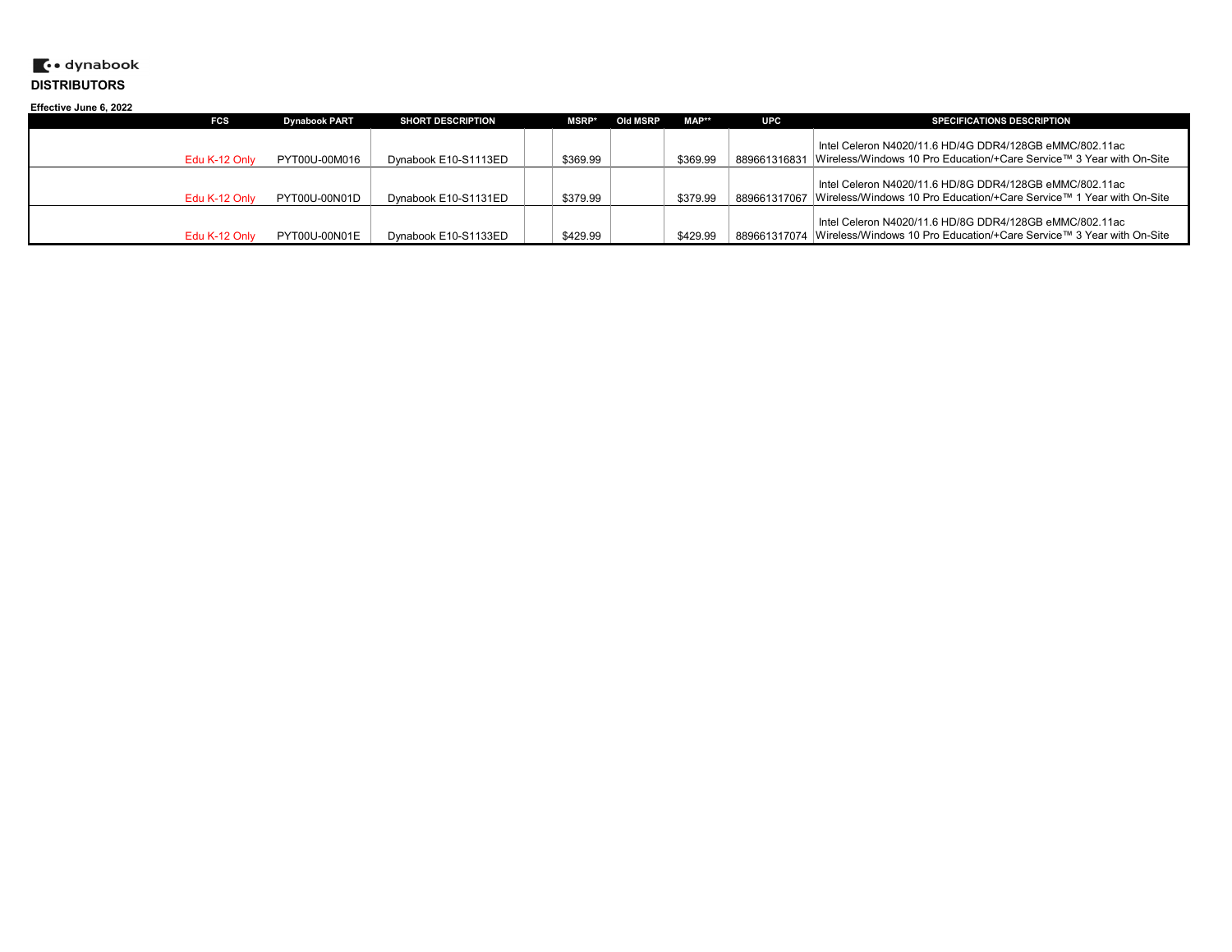dynabook

**DISTRIBUTORS**

**Effective June 6, 2022**

| | FCS | Dynabook PART | SHORT DESCRIPTION | | MSRP* | Old MSRP | MAP** | UPC | SPECIFICATIONS DESCRIPTION |
|---|---|---|---|---|---|---|---|---|---|
| | Edu K-12 Only | PYT00U-00M016 | Dynabook E10-S1113ED | | $369.99 | | $369.99 | 889661316831 | Intel Celeron N4020/11.6 HD/4G DDR4/128GB eMMC/802.11ac Wireless/Windows 10 Pro Education/+Care Service™ 3 Year with On-Site |
| | Edu K-12 Only | PYT00U-00N01D | Dynabook E10-S1131ED | | $379.99 | | $379.99 | 889661317067 | Intel Celeron N4020/11.6 HD/8G DDR4/128GB eMMC/802.11ac Wireless/Windows 10 Pro Education/+Care Service™ 1 Year with On-Site |
| | Edu K-12 Only | PYT00U-00N01E | Dynabook E10-S1133ED | | $429.99 | | $429.99 | 889661317074 | Intel Celeron N4020/11.6 HD/8G DDR4/128GB eMMC/802.11ac Wireless/Windows 10 Pro Education/+Care Service™ 3 Year with On-Site |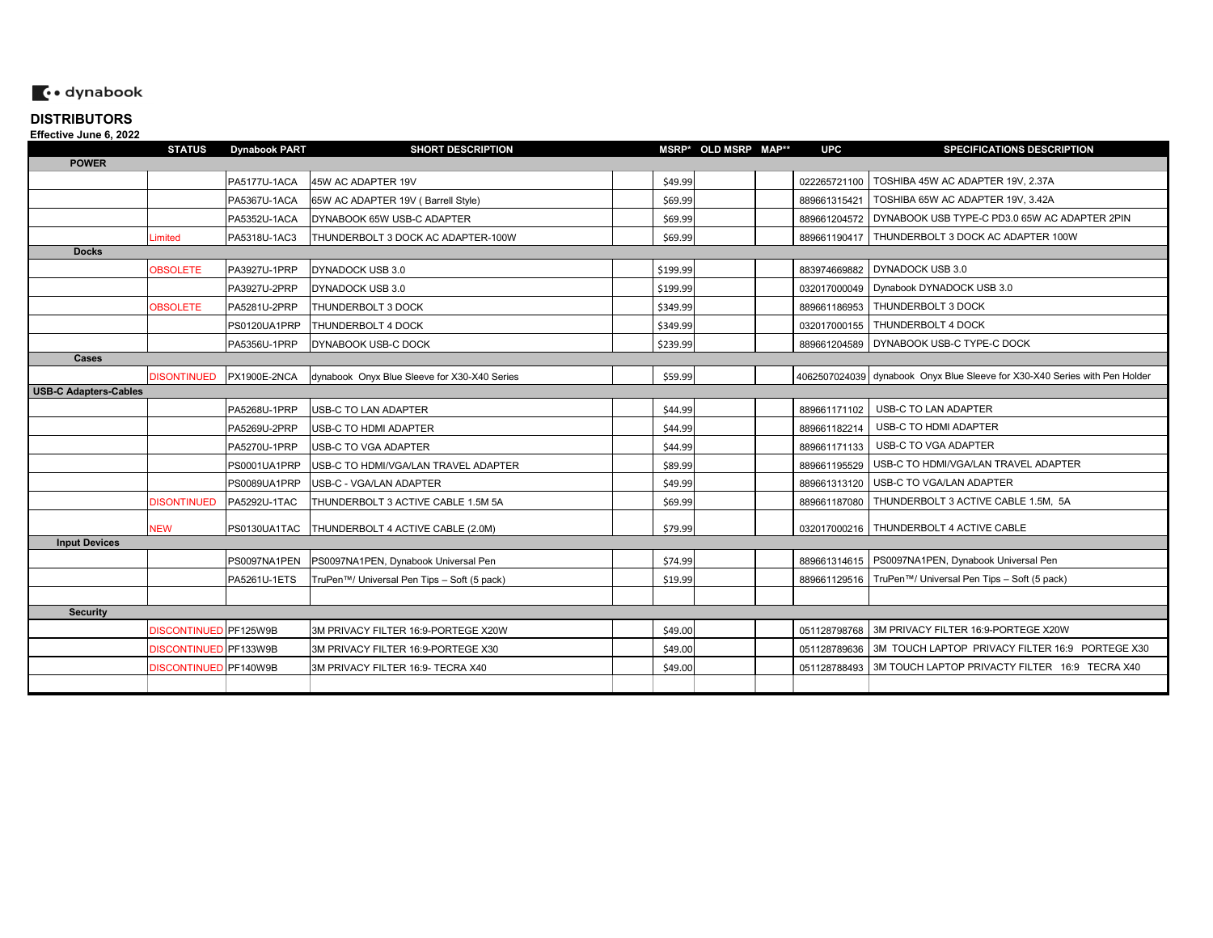dynabook

## DISTRIBUTORS

**Effective June 6, 2022**

| | STATUS | Dynabook PART | SHORT DESCRIPTION | | MSRP* | OLD MSRP | MAP** | UPC | SPECIFICATIONS DESCRIPTION |
|---|---|---|---|---|---|---|---|---|---|
| **POWER** | | | | | | | | | |
| | | PA5177U-1ACA | 45W AC ADAPTER 19V | | $49.99 | | | 022265721100 | TOSHIBA 45W AC ADAPTER 19V, 2.37A |
| | | PA5367U-1ACA | 65W AC ADAPTER 19V ( Barrell Style) | | $69.99 | | | 889661315421 | TOSHIBA 65W AC ADAPTER 19V, 3.42A |
| | | PA5352U-1ACA | DYNABOOK 65W USB-C ADAPTER | | $69.99 | | | 889661204572 | DYNABOOK USB TYPE-C PD3.0 65W AC ADAPTER 2PIN |
| | Limited | PA5318U-1AC3 | THUNDERBOLT 3 DOCK AC ADAPTER-100W | | $69.99 | | | 889661190417 | THUNDERBOLT 3 DOCK AC ADAPTER 100W |
| **Docks** | | | | | | | | | |
| | OBSOLETE | PA3927U-1PRP | DYNADOCK USB 3.0 | | $199.99 | | | 883974669882 | DYNADOCK USB 3.0 |
| | | PA3927U-2PRP | DYNADOCK USB 3.0 | | $199.99 | | | 032017000049 | Dynabook DYNADOCK USB 3.0 |
| | OBSOLETE | PA5281U-2PRP | THUNDERBOLT 3 DOCK | | $349.99 | | | 889661186953 | THUNDERBOLT 3 DOCK |
| | | PS0120UA1PRP | THUNDERBOLT 4 DOCK | | $349.99 | | | 032017000155 | THUNDERBOLT 4 DOCK |
| | | PA5356U-1PRP | DYNABOOK USB-C DOCK | | $239.99 | | | 889661204589 | DYNABOOK USB-C TYPE-C DOCK |
| **Cases** | | | | | | | | | |
| | DISONTINUED | PX1900E-2NCA | dynabook Onyx Blue Sleeve for X30-X40 Series | | $59.99 | | | 4062507024039 | dynabook Onyx Blue Sleeve for X30-X40 Series with Pen Holder |
| **USB-C Adapters-Cables** | | | | | | | | | |
| | | PA5268U-1PRP | USB-C TO LAN ADAPTER | | $44.99 | | | 889661171102 | USB-C TO LAN ADAPTER |
| | | PA5269U-2PRP | USB-C TO HDMI ADAPTER | | $44.99 | | | 889661182214 | USB-C TO HDMI ADAPTER |
| | | PA5270U-1PRP | USB-C TO VGA ADAPTER | | $44.99 | | | 889661171133 | USB-C TO VGA ADAPTER |
| | | PS0001UA1PRP | USB-C TO HDMI/VGA/LAN TRAVEL ADAPTER | | $89.99 | | | 889661195529 | USB-C TO HDMI/VGA/LAN TRAVEL ADAPTER |
| | | PS0089UA1PRP | USB-C - VGA/LAN ADAPTER | | $49.99 | | | 889661313120 | USB-C TO VGA/LAN ADAPTER |
| | DISONTINUED | PA5292U-1TAC | THUNDERBOLT 3 ACTIVE CABLE 1.5M 5A | | $69.99 | | | 889661187080 | THUNDERBOLT 3 ACTIVE CABLE 1.5M, 5A |
| | NEW | PS0130UA1TAC | THUNDERBOLT 4 ACTIVE CABLE (2.0M) | | $79.99 | | | 032017000216 | THUNDERBOLT 4 ACTIVE CABLE |
| **Input Devices** | | | | | | | | | |
| | | PS0097NA1PEN | PS0097NA1PEN, Dynabook Universal Pen | | $74.99 | | | 889661314615 | PS0097NA1PEN, Dynabook Universal Pen |
| | | PA5261U-1ETS | TruPen™/ Universal Pen Tips – Soft (5 pack) | | $19.99 | | | 889661129516 | TruPen™/ Universal Pen Tips – Soft (5 pack) |
| | | | | | | | | | |
| **Security** | | | | | | | | | |
| | DISCONTINUED | PF125W9B | 3M PRIVACY FILTER 16:9-PORTEGE X20W | | $49.00 | | | 051128798768 | 3M PRIVACY FILTER 16:9-PORTEGE X20W |
| | DISCONTINUED | PF133W9B | 3M PRIVACY FILTER 16:9-PORTEGE X30 | | $49.00 | | | 051128789636 | 3M TOUCH LAPTOP PRIVACY FILTER 16:9 PORTEGE X30 |
| | DISCONTINUED | PF140W9B | 3M PRIVACY FILTER 16:9- TECRA X40 | | $49.00 | | | 051128788493 | 3M TOUCH LAPTOP PRIVACTY FILTER 16:9 TECRA X40 |
| | | | | | | | | | |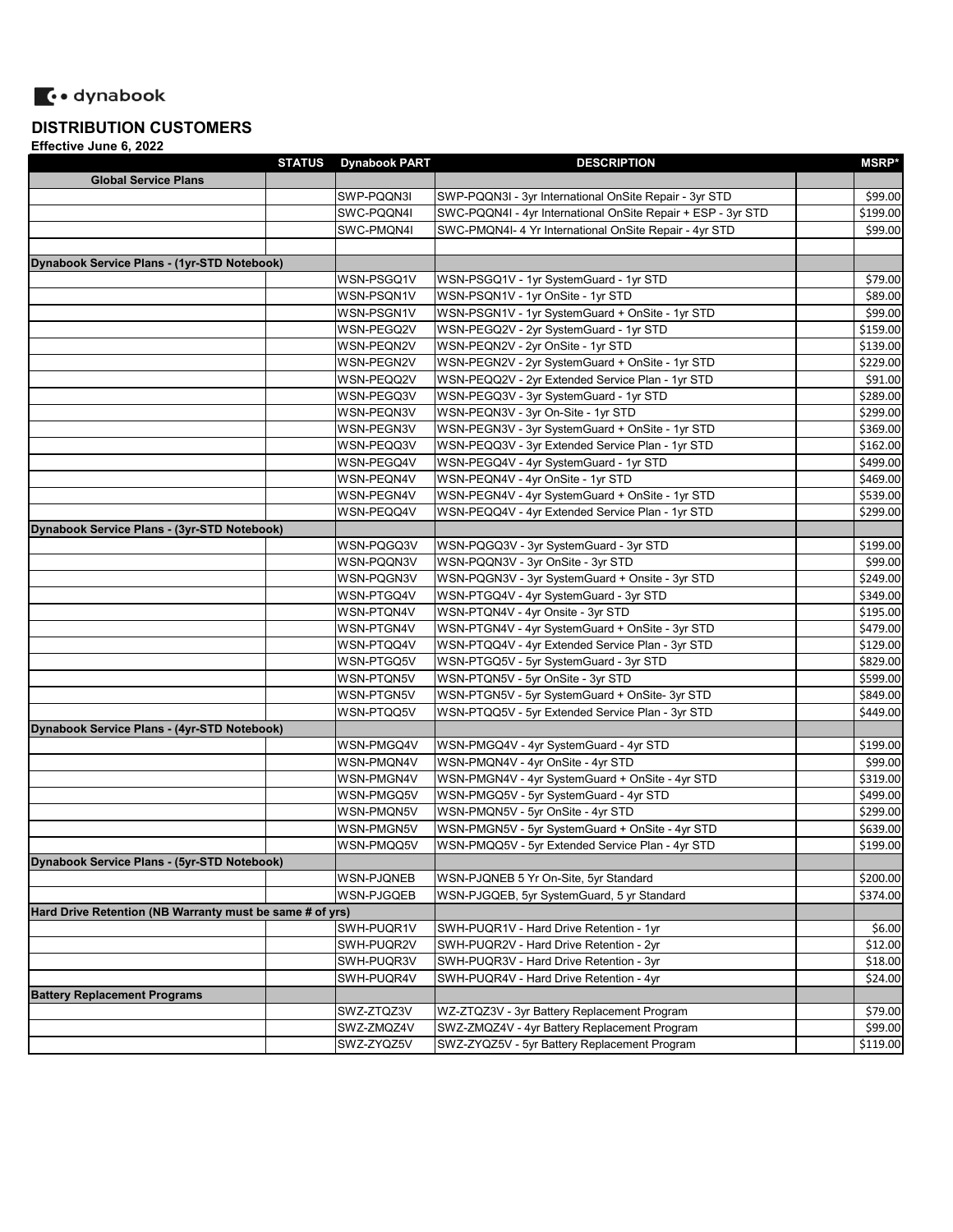dynabook

## DISTRIBUTION CUSTOMERS

**Effective June 6, 2022**

| | STATUS | Dynabook PART | DESCRIPTION | | MSRP* |
|---|---|---|---|---|---|
| **Global Service Plans** | | | | | |
| | | SWP-PQQN3I | SWP-PQQN3I - 3yr International OnSite Repair - 3yr STD | | $99.00 |
| | | SWC-PQQN4I | SWC-PQQN4I - 4yr International OnSite Repair + ESP - 3yr STD | | $199.00 |
| | | SWC-PMQN4I | SWC-PMQN4I- 4 Yr International OnSite Repair - 4yr STD | | $99.00 |
| | | | | | |
| **Dynabook Service Plans - (1yr-STD Notebook)** | | | | | |
| | | WSN-PSGQ1V | WSN-PSGQ1V - 1yr SystemGuard - 1yr STD | | $79.00 |
| | | WSN-PSQN1V | WSN-PSQN1V - 1yr OnSite - 1yr STD | | $89.00 |
| | | WSN-PSGN1V | WSN-PSGN1V - 1yr SystemGuard + OnSite - 1yr STD | | $99.00 |
| | | WSN-PEGQ2V | WSN-PEGQ2V - 2yr SystemGuard - 1yr STD | | $159.00 |
| | | WSN-PEQN2V | WSN-PEQN2V - 2yr OnSite - 1yr STD | | $139.00 |
| | | WSN-PEGN2V | WSN-PEGN2V - 2yr SystemGuard + OnSite - 1yr STD | | $229.00 |
| | | WSN-PEQQ2V | WSN-PEQQ2V - 2yr Extended Service Plan - 1yr STD | | $91.00 |
| | | WSN-PEGQ3V | WSN-PEGQ3V - 3yr SystemGuard - 1yr STD | | $289.00 |
| | | WSN-PEQN3V | WSN-PEQN3V - 3yr On-Site - 1yr STD | | $299.00 |
| | | WSN-PEGN3V | WSN-PEGN3V - 3yr SystemGuard + OnSite - 1yr STD | | $369.00 |
| | | WSN-PEQQ3V | WSN-PEQQ3V - 3yr Extended Service Plan - 1yr STD | | $162.00 |
| | | WSN-PEGQ4V | WSN-PEGQ4V - 4yr SystemGuard - 1yr STD | | $499.00 |
| | | WSN-PEQN4V | WSN-PEQN4V - 4yr OnSite - 1yr STD | | $469.00 |
| | | WSN-PEGN4V | WSN-PEGN4V - 4yr SystemGuard + OnSite - 1yr STD | | $539.00 |
| | | WSN-PEQQ4V | WSN-PEQQ4V - 4yr Extended Service Plan - 1yr STD | | $299.00 |
| **Dynabook Service Plans - (3yr-STD Notebook)** | | | | | |
| | | WSN-PQGQ3V | WSN-PQGQ3V - 3yr SystemGuard - 3yr STD | | $199.00 |
| | | WSN-PQQN3V | WSN-PQQN3V - 3yr OnSite - 3yr STD | | $99.00 |
| | | WSN-PQGN3V | WSN-PQGN3V - 3yr SystemGuard + Onsite - 3yr STD | | $249.00 |
| | | WSN-PTGQ4V | WSN-PTGQ4V - 4yr SystemGuard - 3yr STD | | $349.00 |
| | | WSN-PTQN4V | WSN-PTQN4V - 4yr Onsite - 3yr STD | | $195.00 |
| | | WSN-PTGN4V | WSN-PTGN4V - 4yr SystemGuard + OnSite - 3yr STD | | $479.00 |
| | | WSN-PTQQ4V | WSN-PTQQ4V - 4yr Extended Service Plan - 3yr STD | | $129.00 |
| | | WSN-PTGQ5V | WSN-PTGQ5V - 5yr SystemGuard - 3yr STD | | $829.00 |
| | | WSN-PTQN5V | WSN-PTQN5V - 5yr OnSite - 3yr STD | | $599.00 |
| | | WSN-PTGN5V | WSN-PTGN5V - 5yr SystemGuard + OnSite- 3yr STD | | $849.00 |
| | | WSN-PTQQ5V | WSN-PTQQ5V - 5yr Extended Service Plan - 3yr STD | | $449.00 |
| **Dynabook Service Plans - (4yr-STD Notebook)** | | | | | |
| | | WSN-PMGQ4V | WSN-PMGQ4V - 4yr SystemGuard - 4yr STD | | $199.00 |
| | | WSN-PMQN4V | WSN-PMQN4V - 4yr OnSite - 4yr STD | | $99.00 |
| | | WSN-PMGN4V | WSN-PMGN4V - 4yr SystemGuard + OnSite - 4yr STD | | $319.00 |
| | | WSN-PMGQ5V | WSN-PMGQ5V - 5yr SystemGuard - 4yr STD | | $499.00 |
| | | WSN-PMQN5V | WSN-PMQN5V - 5yr OnSite - 4yr STD | | $299.00 |
| | | WSN-PMGN5V | WSN-PMGN5V - 5yr SystemGuard + OnSite - 4yr STD | | $639.00 |
| | | WSN-PMQQ5V | WSN-PMQQ5V - 5yr Extended Service Plan - 4yr STD | | $199.00 |
| **Dynabook Service Plans - (5yr-STD Notebook)** | | | | | |
| | | WSN-PJQNEB | WSN-PJQNEB 5 Yr On-Site, 5yr Standard | | $200.00 |
| | | WSN-PJGQEB | WSN-PJGQEB, 5yr SystemGuard, 5 yr Standard | | $374.00 |
| **Hard Drive Retention (NB Warranty must be same # of yrs)** | | | | | |
| | | SWH-PUQR1V | SWH-PUQR1V - Hard Drive Retention - 1yr | | $6.00 |
| | | SWH-PUQR2V | SWH-PUQR2V - Hard Drive Retention - 2yr | | $12.00 |
| | | SWH-PUQR3V | SWH-PUQR3V - Hard Drive Retention - 3yr | | $18.00 |
| | | SWH-PUQR4V | SWH-PUQR4V - Hard Drive Retention - 4yr | | $24.00 |
| **Battery Replacement Programs** | | | | | |
| | | SWZ-ZTQZ3V | WZ-ZTQZ3V - 3yr Battery Replacement Program | | $79.00 |
| | | SWZ-ZMQZ4V | SWZ-ZMQZ4V - 4yr Battery Replacement Program | | $99.00 |
| | | SWZ-ZYQZ5V | SWZ-ZYQZ5V - 5yr Battery Replacement Program | | $119.00 |